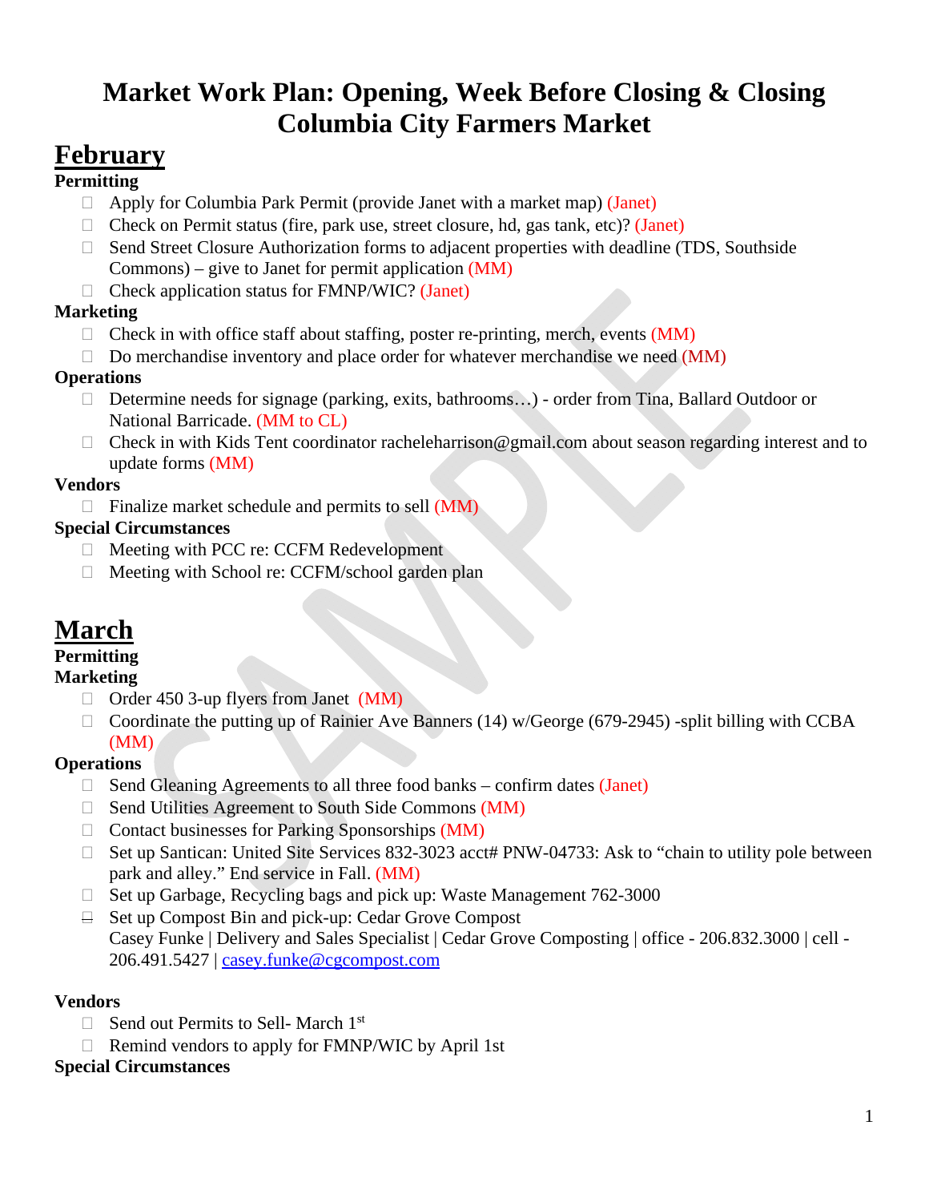# Market Work Plan: Opening, Week Before Closing & Closing
# Columbia City Farmers Market

## February

### Permitting

- ☐ Apply for Columbia Park Permit (provide Janet with a market map) (Janet)
- ☐ Check on Permit status (fire, park use, street closure, hd, gas tank, etc)? (Janet)
- ☐ Send Street Closure Authorization forms to adjacent properties with deadline (TDS, Southside Commons) – give to Janet for permit application (MM)
- ☐ Check application status for FMNP/WIC? (Janet)

### Marketing

- ☐ Check in with office staff about staffing, poster re-printing, merch, events (MM)
- ☐ Do merchandise inventory and place order for whatever merchandise we need (MM)

### Operations

- ☐ Determine needs for signage (parking, exits, bathrooms…) - order from Tina, Ballard Outdoor or National Barricade. (MM to CL)
- ☐ Check in with Kids Tent coordinator racheleharrison@gmail.com about season regarding interest and to update forms (MM)

### Vendors

- ☐ Finalize market schedule and permits to sell (MM)

### Special Circumstances

- ☐ Meeting with PCC re: CCFM Redevelopment
- ☐ Meeting with School re: CCFM/school garden plan

## March

### Permitting

### Marketing

- ☐ Order 450 3-up flyers from Janet (MM)
- ☐ Coordinate the putting up of Rainier Ave Banners (14) w/George (679-2945) -split billing with CCBA (MM)

### Operations

- ☐ Send Gleaning Agreements to all three food banks – confirm dates (Janet)
- ☐ Send Utilities Agreement to South Side Commons (MM)
- ☐ Contact businesses for Parking Sponsorships (MM)
- ☐ Set up Santican: United Site Services 832-3023 acct# PNW-04733: Ask to "chain to utility pole between park and alley." End service in Fall. (MM)
- ☐ Set up Garbage, Recycling bags and pick up: Waste Management 762-3000
- ☐ Set up Compost Bin and pick-up: Cedar Grove Compost
  Casey Funke | Delivery and Sales Specialist | Cedar Grove Composting | office - 206.832.3000 | cell - 206.491.5427 | casey.funke@cgcompost.com

### Vendors

- ☐ Send out Permits to Sell- March 1st
- ☐ Remind vendors to apply for FMNP/WIC by April 1st

### Special Circumstances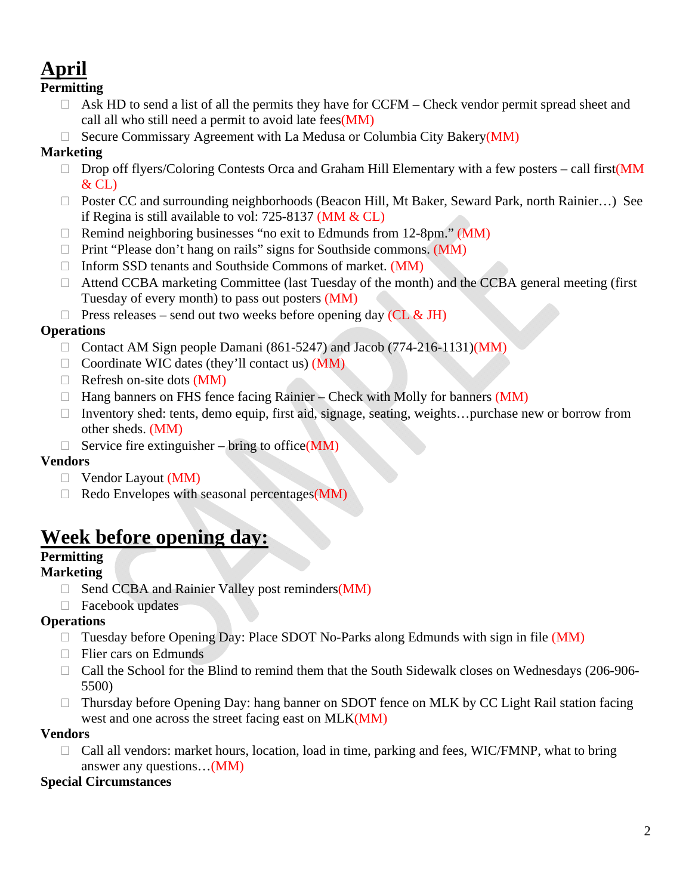# April

**Permitting**

- ☐ Ask HD to send a list of all the permits they have for CCFM – Check vendor permit spread sheet and call all who still need a permit to avoid late fees(MM)
- ☐ Secure Commissary Agreement with La Medusa or Columbia City Bakery(MM)

**Marketing**

- ☐ Drop off flyers/Coloring Contests Orca and Graham Hill Elementary with a few posters – call first(MM & CL)
- ☐ Poster CC and surrounding neighborhoods (Beacon Hill, Mt Baker, Seward Park, north Rainier…) See if Regina is still available to vol: 725-8137 (MM & CL)
- ☐ Remind neighboring businesses "no exit to Edmunds from 12-8pm." (MM)
- ☐ Print "Please don't hang on rails" signs for Southside commons. (MM)
- ☐ Inform SSD tenants and Southside Commons of market. (MM)
- ☐ Attend CCBA marketing Committee (last Tuesday of the month) and the CCBA general meeting (first Tuesday of every month) to pass out posters (MM)
- ☐ Press releases – send out two weeks before opening day (CL & JH)

**Operations**

- ☐ Contact AM Sign people Damani (861-5247) and Jacob (774-216-1131)(MM)
- ☐ Coordinate WIC dates (they'll contact us) (MM)
- ☐ Refresh on-site dots (MM)
- ☐ Hang banners on FHS fence facing Rainier – Check with Molly for banners (MM)
- ☐ Inventory shed: tents, demo equip, first aid, signage, seating, weights…purchase new or borrow from other sheds. (MM)
- ☐ Service fire extinguisher – bring to office(MM)

**Vendors**

- ☐ Vendor Layout (MM)
- ☐ Redo Envelopes with seasonal percentages(MM)

# Week before opening day:

**Permitting**

**Marketing**

- ☐ Send CCBA and Rainier Valley post reminders(MM)
- ☐ Facebook updates

**Operations**

- ☐ Tuesday before Opening Day: Place SDOT No-Parks along Edmunds with sign in file (MM)
- ☐ Flier cars on Edmunds
- ☐ Call the School for the Blind to remind them that the South Sidewalk closes on Wednesdays (206-906-5500)
- ☐ Thursday before Opening Day: hang banner on SDOT fence on MLK by CC Light Rail station facing west and one across the street facing east on MLK(MM)

**Vendors**

- ☐ Call all vendors: market hours, location, load in time, parking and fees, WIC/FMNP, what to bring answer any questions…(MM)

**Special Circumstances**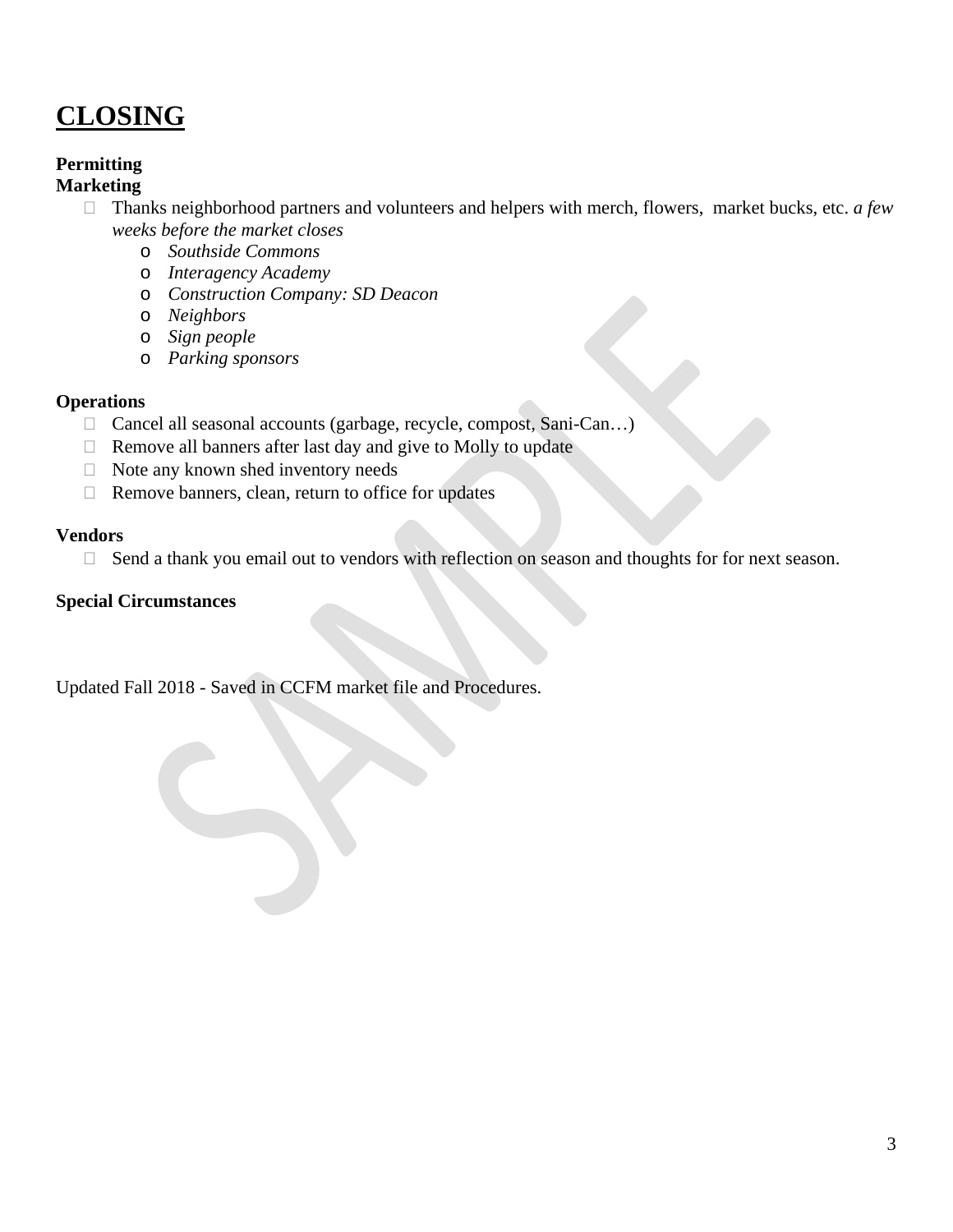# CLOSING

**Permitting**

**Marketing**

- Thanks neighborhood partners and volunteers and helpers with merch, flowers, market bucks, etc. *a few weeks before the market closes*
  - *Southside Commons*
  - *Interagency Academy*
  - *Construction Company: SD Deacon*
  - *Neighbors*
  - *Sign people*
  - *Parking sponsors*

**Operations**

- Cancel all seasonal accounts (garbage, recycle, compost, Sani-Can…)
- Remove all banners after last day and give to Molly to update
- Note any known shed inventory needs
- Remove banners, clean, return to office for updates

**Vendors**

- Send a thank you email out to vendors with reflection on season and thoughts for for next season.

**Special Circumstances**

Updated Fall 2018 - Saved in CCFM market file and Procedures.